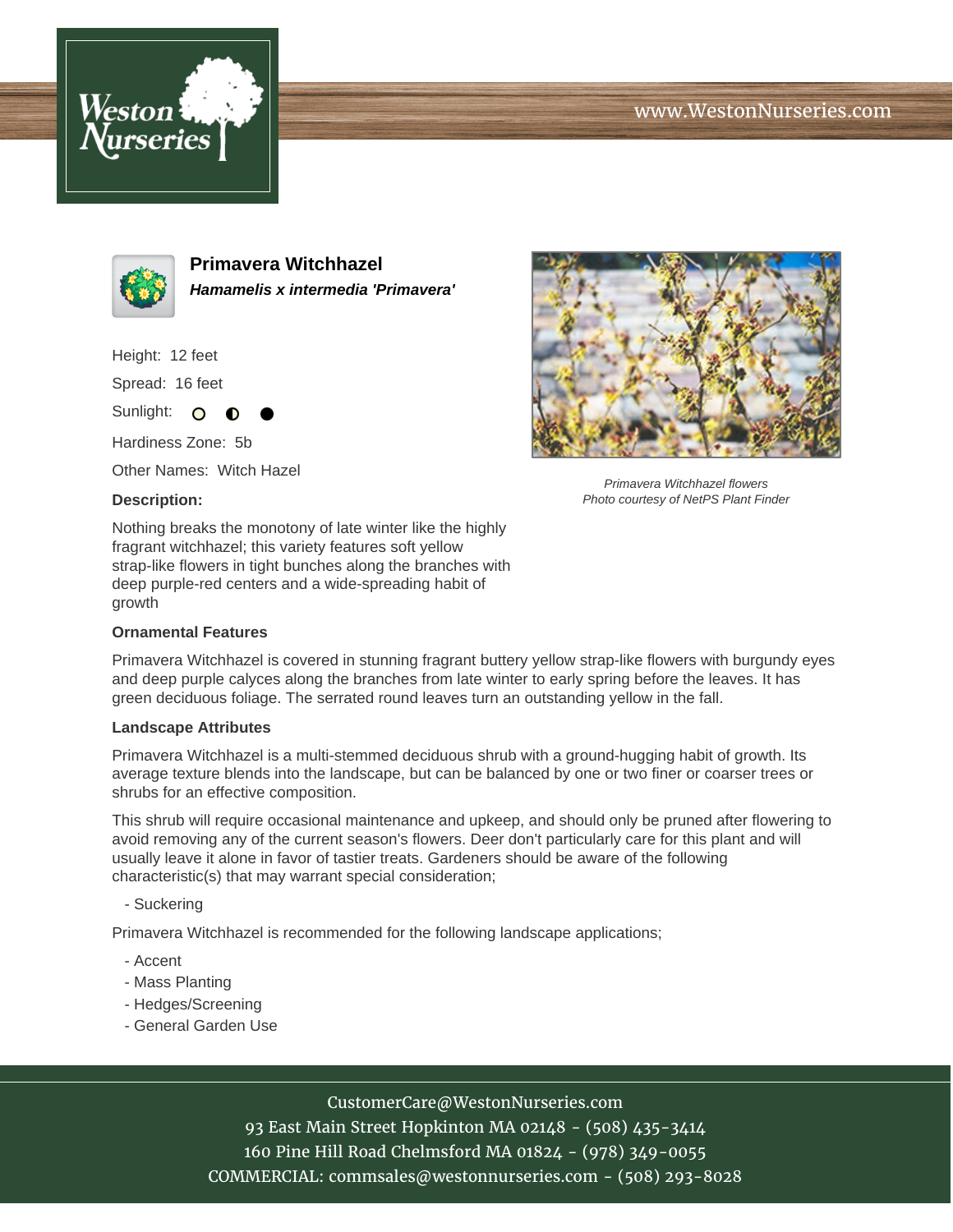www.WestonNurseries.com

# Primavera Witchhazel

***Hamamelis x intermedia 'Primavera'***

Height: 12 feet

Spread: 16 feet

Sunlight:

Hardiness Zone: 5b

Other Names: Witch Hazel

*Primavera Witchhazel flowers*
*Photo courtesy of NetPS Plant Finder*

**Description:**

Nothing breaks the monotony of late winter like the highly fragrant witchhazel; this variety features soft yellow strap-like flowers in tight bunches along the branches with deep purple-red centers and a wide-spreading habit of growth

**Ornamental Features**

Primavera Witchhazel is covered in stunning fragrant buttery yellow strap-like flowers with burgundy eyes and deep purple calyces along the branches from late winter to early spring before the leaves. It has green deciduous foliage. The serrated round leaves turn an outstanding yellow in the fall.

**Landscape Attributes**

Primavera Witchhazel is a multi-stemmed deciduous shrub with a ground-hugging habit of growth. Its average texture blends into the landscape, but can be balanced by one or two finer or coarser trees or shrubs for an effective composition.

This shrub will require occasional maintenance and upkeep, and should only be pruned after flowering to avoid removing any of the current season's flowers. Deer don't particularly care for this plant and will usually leave it alone in favor of tastier treats. Gardeners should be aware of the following characteristic(s) that may warrant special consideration;

- Suckering

Primavera Witchhazel is recommended for the following landscape applications;

- Accent
- Mass Planting
- Hedges/Screening
- General Garden Use

CustomerCare@WestonNurseries.com
93 East Main Street Hopkinton MA 02148 - (508) 435-3414
160 Pine Hill Road Chelmsford MA 01824 - (978) 349-0055
COMMERCIAL: commsales@westonnurseries.com - (508) 293-8028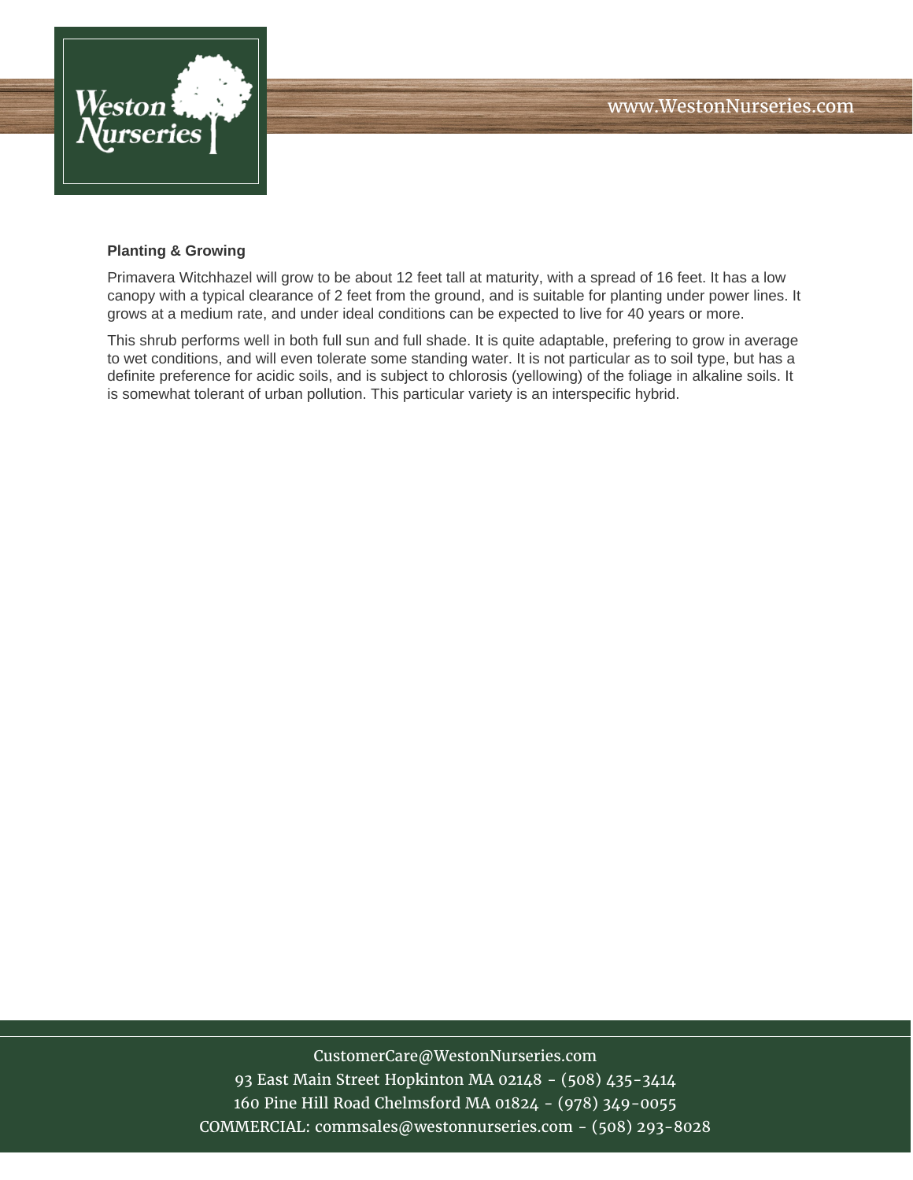**Planting & Growing**

Primavera Witchhazel will grow to be about 12 feet tall at maturity, with a spread of 16 feet. It has a low canopy with a typical clearance of 2 feet from the ground, and is suitable for planting under power lines. It grows at a medium rate, and under ideal conditions can be expected to live for 40 years or more.

This shrub performs well in both full sun and full shade. It is quite adaptable, prefering to grow in average to wet conditions, and will even tolerate some standing water. It is not particular as to soil type, but has a definite preference for acidic soils, and is subject to chlorosis (yellowing) of the foliage in alkaline soils. It is somewhat tolerant of urban pollution. This particular variety is an interspecific hybrid.